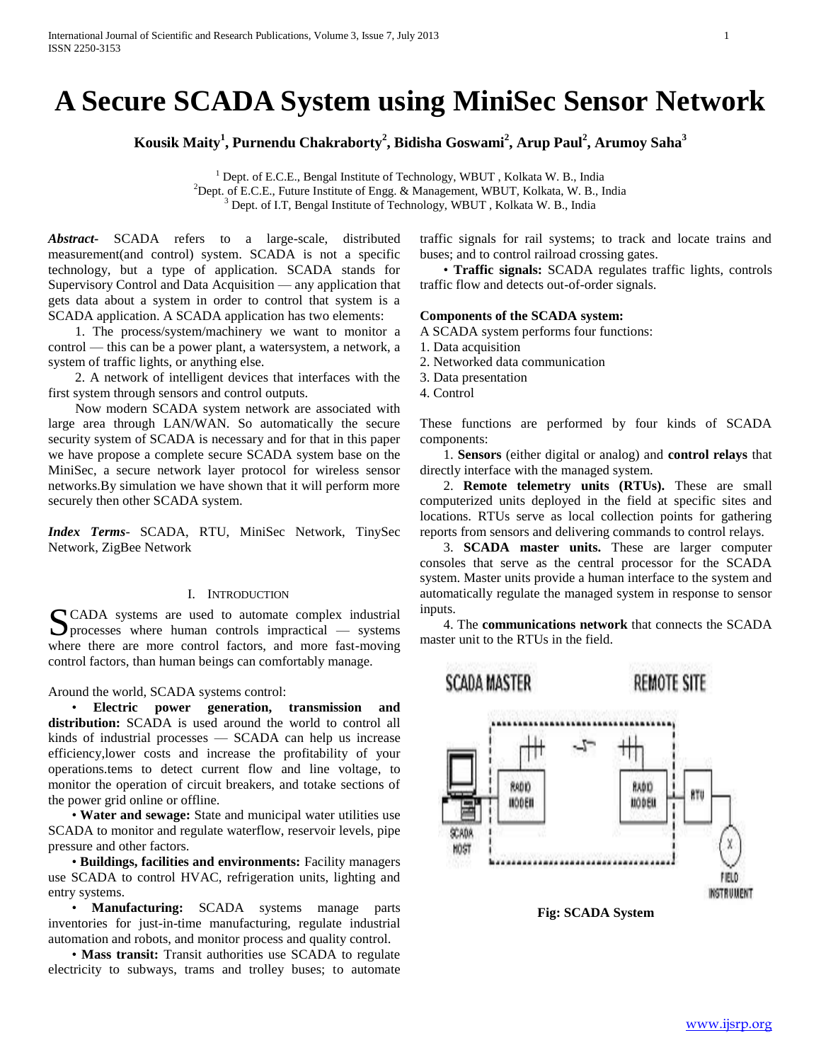# A Secure SCADA System using MiniSec Sensor Network

**Kousik Maity[1], Purnendu Chakraborty[2], Bidisha Goswami[2], Arup Paul[2], Arumoy Saha[3]**

[1] Dept. of E.C.E., Bengal Institute of Technology, WBUT , Kolkata W. B., India
[2]Dept. of E.C.E., Future Institute of Engg. & Management, WBUT, Kolkata, W. B., India
[3] Dept. of I.T, Bengal Institute of Technology, WBUT , Kolkata W. B., India

***Abstract-*** SCADA refers to a large-scale, distributed measurement(and control) system. SCADA is not a specific technology, but a type of application. SCADA stands for Supervisory Control and Data Acquisition — any application that gets data about a system in order to control that system is a SCADA application. A SCADA application has two elements:

1. The process/system/machinery we want to monitor a control — this can be a power plant, a watersystem, a network, a system of traffic lights, or anything else.

2. A network of intelligent devices that interfaces with the first system through sensors and control outputs.

Now modern SCADA system network are associated with large area through LAN/WAN. So automatically the secure security system of SCADA is necessary and for that in this paper we have propose a complete secure SCADA system base on the MiniSec, a secure network layer protocol for wireless sensor networks.By simulation we have shown that it will perform more securely then other SCADA system.

***Index Terms*****-** SCADA, RTU, MiniSec Network, TinySec Network, ZigBee Network

## I. Introduction

SCADA systems are used to automate complex industrial processes where human controls impractical — systems where there are more control factors, and more fast-moving control factors, than human beings can comfortably manage.

Around the world, SCADA systems control:

- **Electric power generation, transmission and distribution:** SCADA is used around the world to control all kinds of industrial processes — SCADA can help us increase efficiency,lower costs and increase the profitability of your operations.tems to detect current flow and line voltage, to monitor the operation of circuit breakers, and totake sections of the power grid online or offline.
- **Water and sewage:** State and municipal water utilities use SCADA to monitor and regulate waterflow, reservoir levels, pipe pressure and other factors.
- **Buildings, facilities and environments:** Facility managers use SCADA to control HVAC, refrigeration units, lighting and entry systems.
- **Manufacturing:** SCADA systems manage parts inventories for just-in-time manufacturing, regulate industrial automation and robots, and monitor process and quality control.
- **Mass transit:** Transit authorities use SCADA to regulate electricity to subways, trams and trolley buses; to automate traffic signals for rail systems; to track and locate trains and buses; and to control railroad crossing gates.
- **Traffic signals:** SCADA regulates traffic lights, controls traffic flow and detects out-of-order signals.

**Components of the SCADA system:**

A SCADA system performs four functions:

1. Data acquisition
2. Networked data communication
3. Data presentation
4. Control

These functions are performed by four kinds of SCADA components:

1. **Sensors** (either digital or analog) and **control relays** that directly interface with the managed system.

2. **Remote telemetry units (RTUs).** These are small computerized units deployed in the field at specific sites and locations. RTUs serve as local collection points for gathering reports from sensors and delivering commands to control relays.

3. **SCADA master units.** These are larger computer consoles that serve as the central processor for the SCADA system. Master units provide a human interface to the system and automatically regulate the managed system in response to sensor inputs.

4. The **communications network** that connects the SCADA master unit to the RTUs in the field.

**Fig: SCADA System**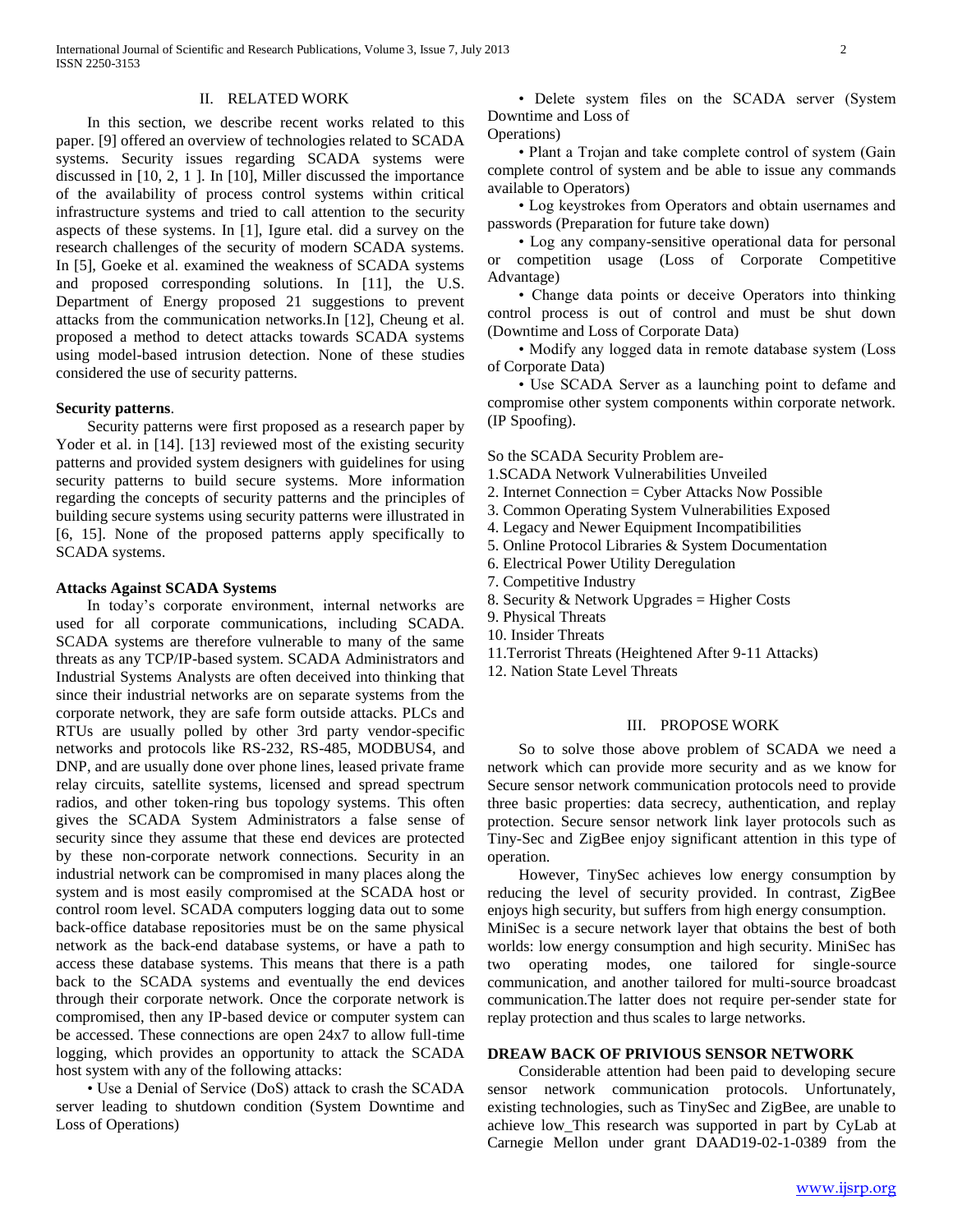## II. RELATED WORK

In this section, we describe recent works related to this paper. [9] offered an overview of technologies related to SCADA systems. Security issues regarding SCADA systems were discussed in [10, 2, 1 ]. In [10], Miller discussed the importance of the availability of process control systems within critical infrastructure systems and tried to call attention to the security aspects of these systems. In [1], Igure etal. did a survey on the research challenges of the security of modern SCADA systems. In [5], Goeke et al. examined the weakness of SCADA systems and proposed corresponding solutions. In [11], the U.S. Department of Energy proposed 21 suggestions to prevent attacks from the communication networks.In [12], Cheung et al. proposed a method to detect attacks towards SCADA systems using model-based intrusion detection. None of these studies considered the use of security patterns.

**Security patterns**.

Security patterns were first proposed as a research paper by Yoder et al. in [14]. [13] reviewed most of the existing security patterns and provided system designers with guidelines for using security patterns to build secure systems. More information regarding the concepts of security patterns and the principles of building secure systems using security patterns were illustrated in [6, 15]. None of the proposed patterns apply specifically to SCADA systems.

**Attacks Against SCADA Systems**

In today's corporate environment, internal networks are used for all corporate communications, including SCADA. SCADA systems are therefore vulnerable to many of the same threats as any TCP/IP-based system. SCADA Administrators and Industrial Systems Analysts are often deceived into thinking that since their industrial networks are on separate systems from the corporate network, they are safe form outside attacks. PLCs and RTUs are usually polled by other 3rd party vendor-specific networks and protocols like RS-232, RS-485, MODBUS4, and DNP, and are usually done over phone lines, leased private frame relay circuits, satellite systems, licensed and spread spectrum radios, and other token-ring bus topology systems. This often gives the SCADA System Administrators a false sense of security since they assume that these end devices are protected by these non-corporate network connections. Security in an industrial network can be compromised in many places along the system and is most easily compromised at the SCADA host or control room level. SCADA computers logging data out to some back-office database repositories must be on the same physical network as the back-end database systems, or have a path to access these database systems. This means that there is a path back to the SCADA systems and eventually the end devices through their corporate network. Once the corporate network is compromised, then any IP-based device or computer system can be accessed. These connections are open 24x7 to allow full-time logging, which provides an opportunity to attack the SCADA host system with any of the following attacks:

• Use a Denial of Service (DoS) attack to crash the SCADA server leading to shutdown condition (System Downtime and Loss of Operations)

• Delete system files on the SCADA server (System Downtime and Loss of
Operations)

• Plant a Trojan and take complete control of system (Gain complete control of system and be able to issue any commands available to Operators)

• Log keystrokes from Operators and obtain usernames and passwords (Preparation for future take down)

• Log any company-sensitive operational data for personal or competition usage (Loss of Corporate Competitive Advantage)

• Change data points or deceive Operators into thinking control process is out of control and must be shut down (Downtime and Loss of Corporate Data)

• Modify any logged data in remote database system (Loss of Corporate Data)

• Use SCADA Server as a launching point to defame and compromise other system components within corporate network. (IP Spoofing).

So the SCADA Security Problem are-

1.SCADA Network Vulnerabilities Unveiled
2. Internet Connection = Cyber Attacks Now Possible
3. Common Operating System Vulnerabilities Exposed
4. Legacy and Newer Equipment Incompatibilities
5. Online Protocol Libraries & System Documentation
6. Electrical Power Utility Deregulation
7. Competitive Industry
8. Security & Network Upgrades = Higher Costs
9. Physical Threats
10. Insider Threats
11.Terrorist Threats (Heightened After 9-11 Attacks)
12. Nation State Level Threats

## III. PROPOSE WORK

So to solve those above problem of SCADA we need a network which can provide more security and as we know for Secure sensor network communication protocols need to provide three basic properties: data secrecy, authentication, and replay protection. Secure sensor network link layer protocols such as Tiny-Sec and ZigBee enjoy significant attention in this type of operation.

However, TinySec achieves low energy consumption by reducing the level of security provided. In contrast, ZigBee enjoys high security, but suffers from high energy consumption.
MiniSec is a secure network layer that obtains the best of both worlds: low energy consumption and high security. MiniSec has two operating modes, one tailored for single-source communication, and another tailored for multi-source broadcast communication.The latter does not require per-sender state for replay protection and thus scales to large networks.

**DREAW BACK OF PRIVIOUS SENSOR NETWORK**

Considerable attention had been paid to developing secure sensor network communication protocols. Unfortunately, existing technologies, such as TinySec and ZigBee, are unable to achieve low_This research was supported in part by CyLab at Carnegie Mellon under grant DAAD19-02-1-0389 from the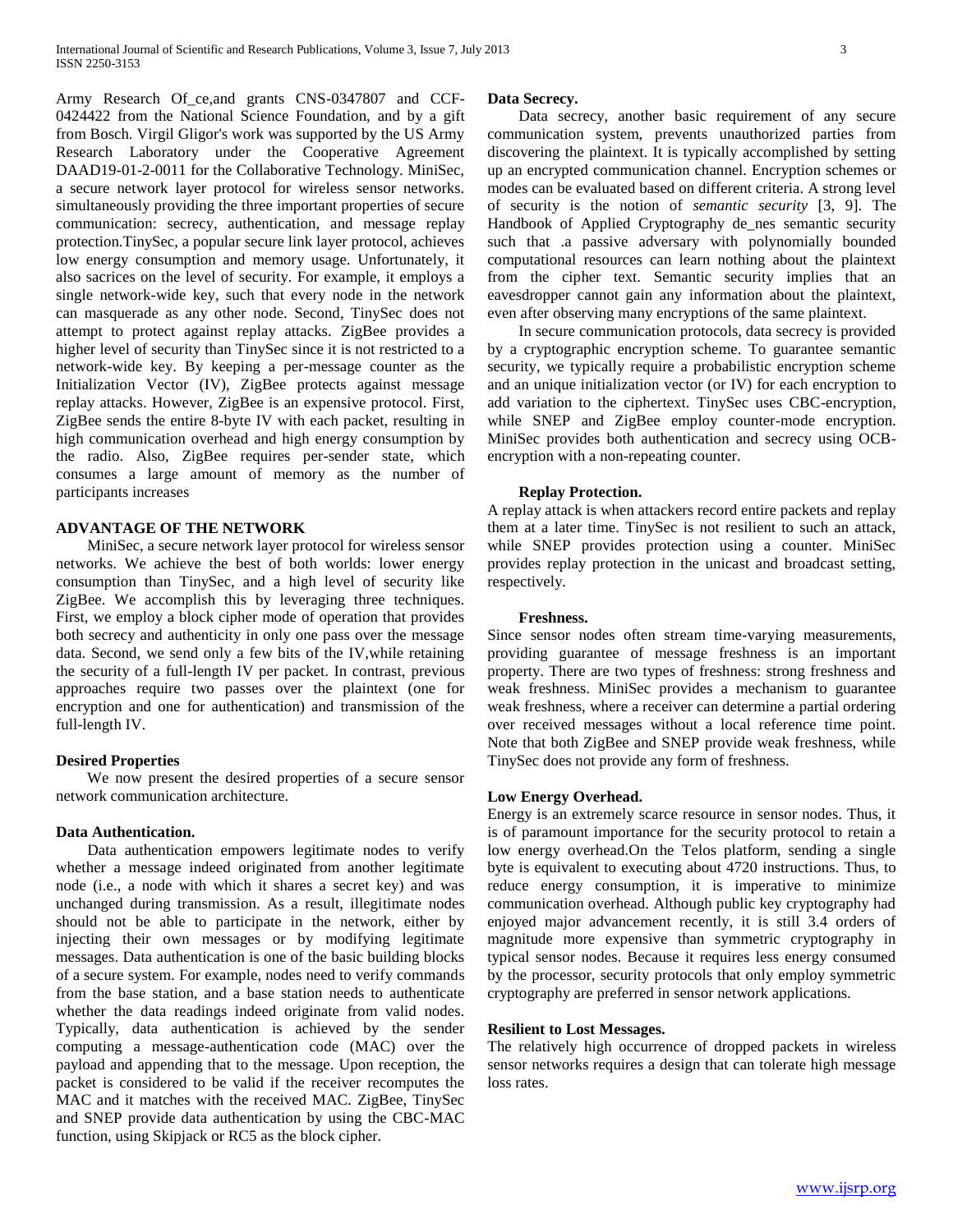Army Research Of_ce,and grants CNS-0347807 and CCF-0424422 from the National Science Foundation, and by a gift from Bosch. Virgil Gligor's work was supported by the US Army Research Laboratory under the Cooperative Agreement DAAD19-01-2-0011 for the Collaborative Technology. MiniSec, a secure network layer protocol for wireless sensor networks. simultaneously providing the three important properties of secure communication: secrecy, authentication, and message replay protection.TinySec, a popular secure link layer protocol, achieves low energy consumption and memory usage. Unfortunately, it also sacrices on the level of security. For example, it employs a single network-wide key, such that every node in the network can masquerade as any other node. Second, TinySec does not attempt to protect against replay attacks. ZigBee provides a higher level of security than TinySec since it is not restricted to a network-wide key. By keeping a per-message counter as the Initialization Vector (IV), ZigBee protects against message replay attacks. However, ZigBee is an expensive protocol. First, ZigBee sends the entire 8-byte IV with each packet, resulting in high communication overhead and high energy consumption by the radio. Also, ZigBee requires per-sender state, which consumes a large amount of memory as the number of participants increases

## ADVANTAGE OF THE NETWORK

MiniSec, a secure network layer protocol for wireless sensor networks. We achieve the best of both worlds: lower energy consumption than TinySec, and a high level of security like ZigBee. We accomplish this by leveraging three techniques. First, we employ a block cipher mode of operation that provides both secrecy and authenticity in only one pass over the message data. Second, we send only a few bits of the IV,while retaining the security of a full-length IV per packet. In contrast, previous approaches require two passes over the plaintext (one for encryption and one for authentication) and transmission of the full-length IV.

### Desired Properties

We now present the desired properties of a secure sensor network communication architecture.

### Data Authentication.

Data authentication empowers legitimate nodes to verify whether a message indeed originated from another legitimate node (i.e., a node with which it shares a secret key) and was unchanged during transmission. As a result, illegitimate nodes should not be able to participate in the network, either by injecting their own messages or by modifying legitimate messages. Data authentication is one of the basic building blocks of a secure system. For example, nodes need to verify commands from the base station, and a base station needs to authenticate whether the data readings indeed originate from valid nodes. Typically, data authentication is achieved by the sender computing a message-authentication code (MAC) over the payload and appending that to the message. Upon reception, the packet is considered to be valid if the receiver recomputes the MAC and it matches with the received MAC. ZigBee, TinySec and SNEP provide data authentication by using the CBC-MAC function, using Skipjack or RC5 as the block cipher.

### Data Secrecy.

Data secrecy, another basic requirement of any secure communication system, prevents unauthorized parties from discovering the plaintext. It is typically accomplished by setting up an encrypted communication channel. Encryption schemes or modes can be evaluated based on different criteria. A strong level of security is the notion of *semantic security* [3, 9]. The Handbook of Applied Cryptography de_nes semantic security such that .a passive adversary with polynomially bounded computational resources can learn nothing about the plaintext from the cipher text. Semantic security implies that an eavesdropper cannot gain any information about the plaintext, even after observing many encryptions of the same plaintext.

In secure communication protocols, data secrecy is provided by a cryptographic encryption scheme. To guarantee semantic security, we typically require a probabilistic encryption scheme and an unique initialization vector (or IV) for each encryption to add variation to the ciphertext. TinySec uses CBC-encryption, while SNEP and ZigBee employ counter-mode encryption. MiniSec provides both authentication and secrecy using OCB-encryption with a non-repeating counter.

### Replay Protection.

A replay attack is when attackers record entire packets and replay them at a later time. TinySec is not resilient to such an attack, while SNEP provides protection using a counter. MiniSec provides replay protection in the unicast and broadcast setting, respectively.

### Freshness.

Since sensor nodes often stream time-varying measurements, providing guarantee of message freshness is an important property. There are two types of freshness: strong freshness and weak freshness. MiniSec provides a mechanism to guarantee weak freshness, where a receiver can determine a partial ordering over received messages without a local reference time point. Note that both ZigBee and SNEP provide weak freshness, while TinySec does not provide any form of freshness.

### Low Energy Overhead.

Energy is an extremely scarce resource in sensor nodes. Thus, it is of paramount importance for the security protocol to retain a low energy overhead.On the Telos platform, sending a single byte is equivalent to executing about 4720 instructions. Thus, to reduce energy consumption, it is imperative to minimize communication overhead. Although public key cryptography had enjoyed major advancement recently, it is still 3.4 orders of magnitude more expensive than symmetric cryptography in typical sensor nodes. Because it requires less energy consumed by the processor, security protocols that only employ symmetric cryptography are preferred in sensor network applications.

### Resilient to Lost Messages.

The relatively high occurrence of dropped packets in wireless sensor networks requires a design that can tolerate high message loss rates.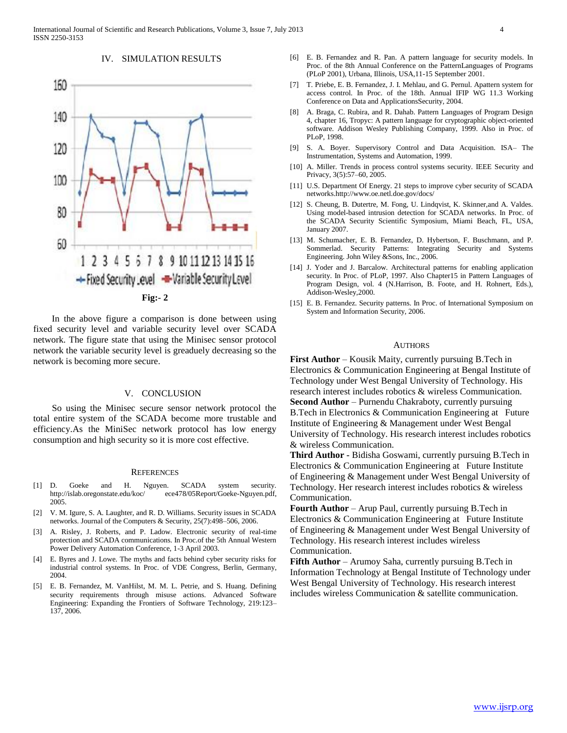## IV. SIMULATION RESULTS

160
140
120
100
80
60

1 2 3 4 5 6 7 8 9 10 11 12 13 14 15 16

Fixed Security Level   Variable Security Level

**Fig:- 2**

In the above figure a comparison is done between using fixed security level and variable security level over SCADA network. The figure state that using the Minisec sensor protocol network the variable security level is greaduely decreasing so the network is becoming more secure.

## V. CONCLUSION

So using the Minisec secure sensor network protocol the total entire system of the SCADA become more trustable and efficiency.As the MiniSec network protocol has low energy consumption and high security so it is more cost effective.

## REFERENCES

[1] D. Goeke and H. Nguyen. SCADA system security. http://islab.oregonstate.edu/koc/ ece478/05Report/Goeke-Nguyen.pdf, 2005.

[2] V. M. Igure, S. A. Laughter, and R. D. Williams. Security issues in SCADA networks. Journal of the Computers & Security, 25(7):498–506, 2006.

[3] A. Risley, J. Roberts, and P. Ladow. Electronic security of real-time protection and SCADA communications. In Proc.of the 5th Annual Western Power Delivery Automation Conference, 1-3 April 2003.

[4] E. Byres and J. Lowe. The myths and facts behind cyber security risks for industrial control systems. In Proc. of VDE Congress, Berlin, Germany, 2004.

[5] E. B. Fernandez, M. VanHilst, M. M. L. Petrie, and S. Huang. Defining security requirements through misuse actions. Advanced Software Engineering: Expanding the Frontiers of Software Technology, 219:123–137, 2006.

[6] E. B. Fernandez and R. Pan. A pattern language for security models. In Proc. of the 8th Annual Conference on the PatternLanguages of Programs (PLoP 2001), Urbana, Illinois, USA,11-15 September 2001.

[7] T. Priebe, E. B. Fernandez, J. I. Mehlau, and G. Pernul. Apattern system for access control. In Proc. of the 18th. Annual IFIP WG 11.3 Working Conference on Data and ApplicationsSecurity, 2004.

[8] A. Braga, C. Rubira, and R. Dahab. Pattern Languages of Program Design 4, chapter 16, Tropyc: A pattern language for cryptographic object-oriented software. Addison Wesley Publishing Company, 1999. Also in Proc. of PLoP, 1998.

[9] S. A. Boyer. Supervisory Control and Data Acquisition. ISA– The Instrumentation, Systems and Automation, 1999.

[10] A. Miller. Trends in process control systems security. IEEE Security and Privacy, 3(5):57–60, 2005.

[11] U.S. Department Of Energy. 21 steps to improve cyber security of SCADA networks.http://www.oe.netl.doe.gov/docs/

[12] S. Cheung, B. Dutertre, M. Fong, U. Lindqvist, K. Skinner,and A. Valdes. Using model-based intrusion detection for SCADA networks. In Proc. of the SCADA Security Scientific Symposium, Miami Beach, FL, USA, January 2007.

[13] M. Schumacher, E. B. Fernandez, D. Hybertson, F. Buschmann, and P. Sommerlad. Security Patterns: Integrating Security and Systems Engineering. John Wiley &Sons, Inc., 2006.

[14] J. Yoder and J. Barcalow. Architectural patterns for enabling application security. In Proc. of PLoP, 1997. Also Chapter15 in Pattern Languages of Program Design, vol. 4 (N.Harrison, B. Foote, and H. Rohnert, Eds.), Addison-Wesley,2000.

[15] E. B. Fernandez. Security patterns. In Proc. of International Symposium on System and Information Security, 2006.

## AUTHORS

**First Author** – Kousik Maity, currently pursuing B.Tech in Electronics & Communication Engineering at Bengal Institute of Technology under West Bengal University of Technology. His research interest includes robotics & wireless Communication.

**Second Author** – Purnendu Chakraboty, currently pursuing B.Tech in Electronics & Communication Engineering at Future Institute of Engineering & Management under West Bengal University of Technology. His research interest includes robotics & wireless Communication.

**Third Author -** Bidisha Goswami, currently pursuing B.Tech in Electronics & Communication Engineering at Future Institute of Engineering & Management under West Bengal University of Technology. Her research interest includes robotics & wireless Communication.

**Fourth Author** – Arup Paul, currently pursuing B.Tech in Electronics & Communication Engineering at Future Institute of Engineering & Management under West Bengal University of Technology. His research interest includes wireless Communication.

**Fifth Author** – Arumoy Saha, currently pursuing B.Tech in Information Technology at Bengal Institute of Technology under West Bengal University of Technology. His research interest includes wireless Communication & satellite communication.